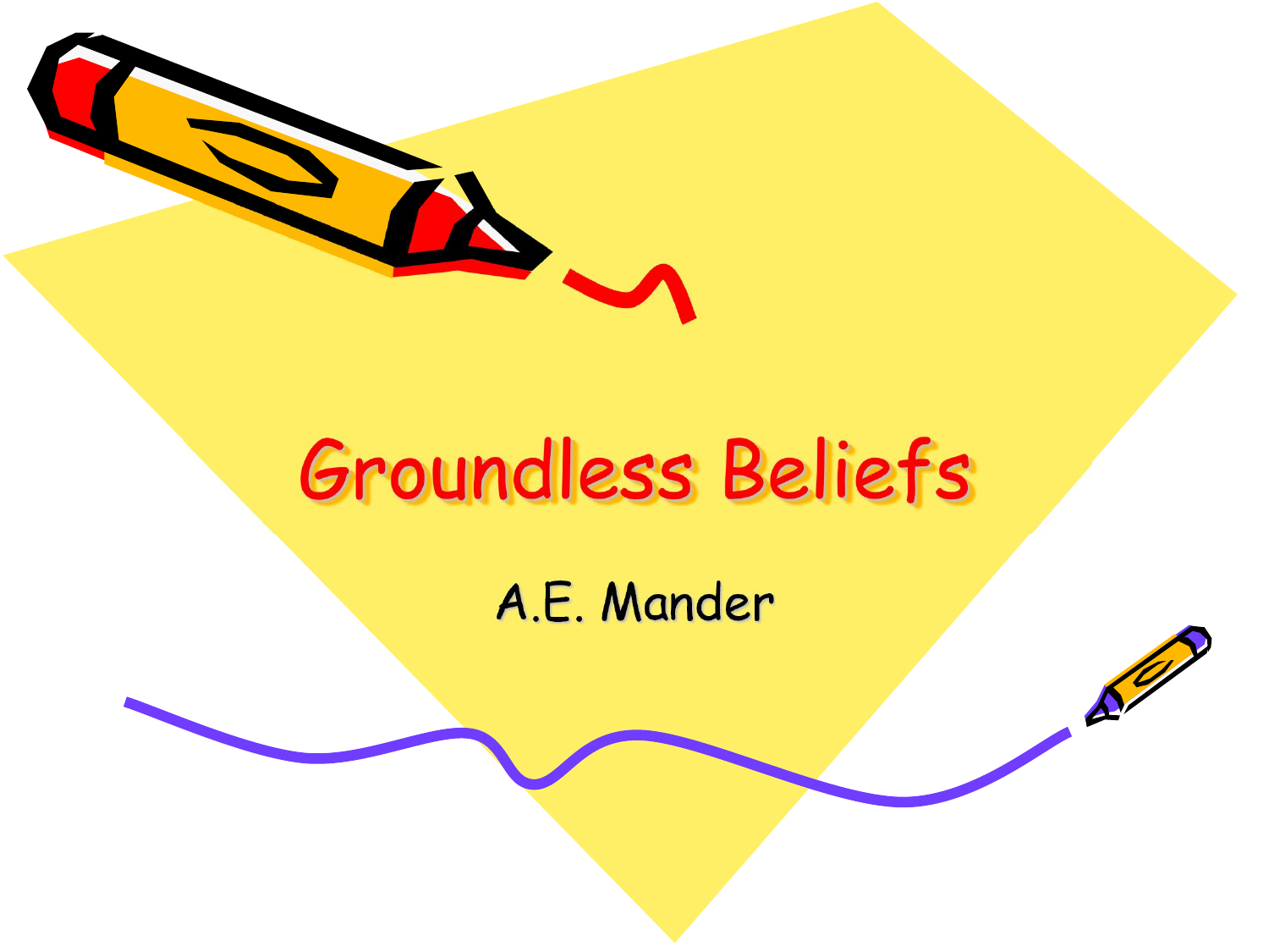# Groundless Beliefs

A.E. Mander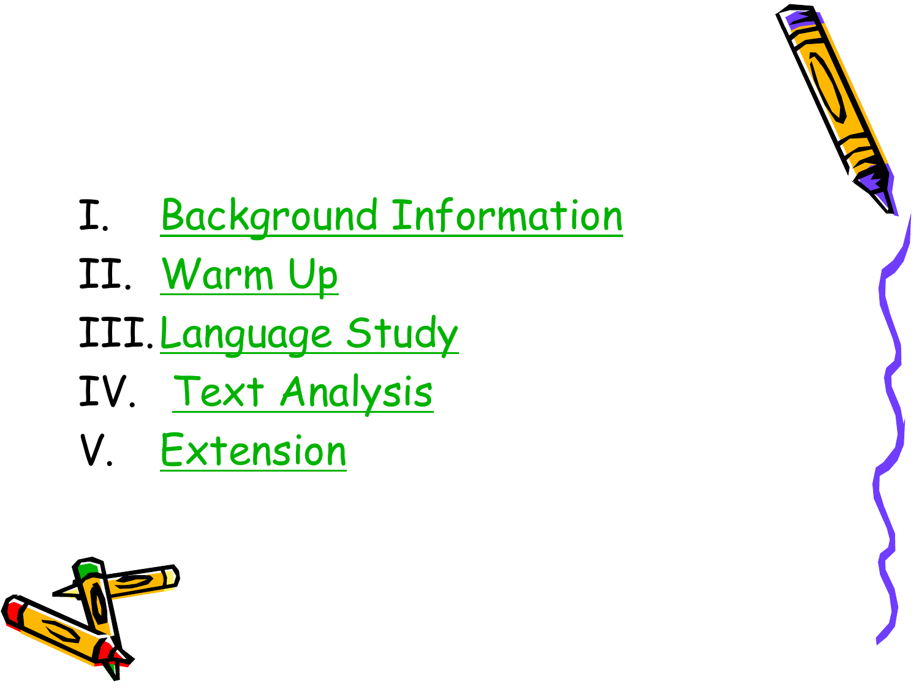I. Background Information
II. Warm Up
III. Language Study
IV. Text Analysis
V. Extension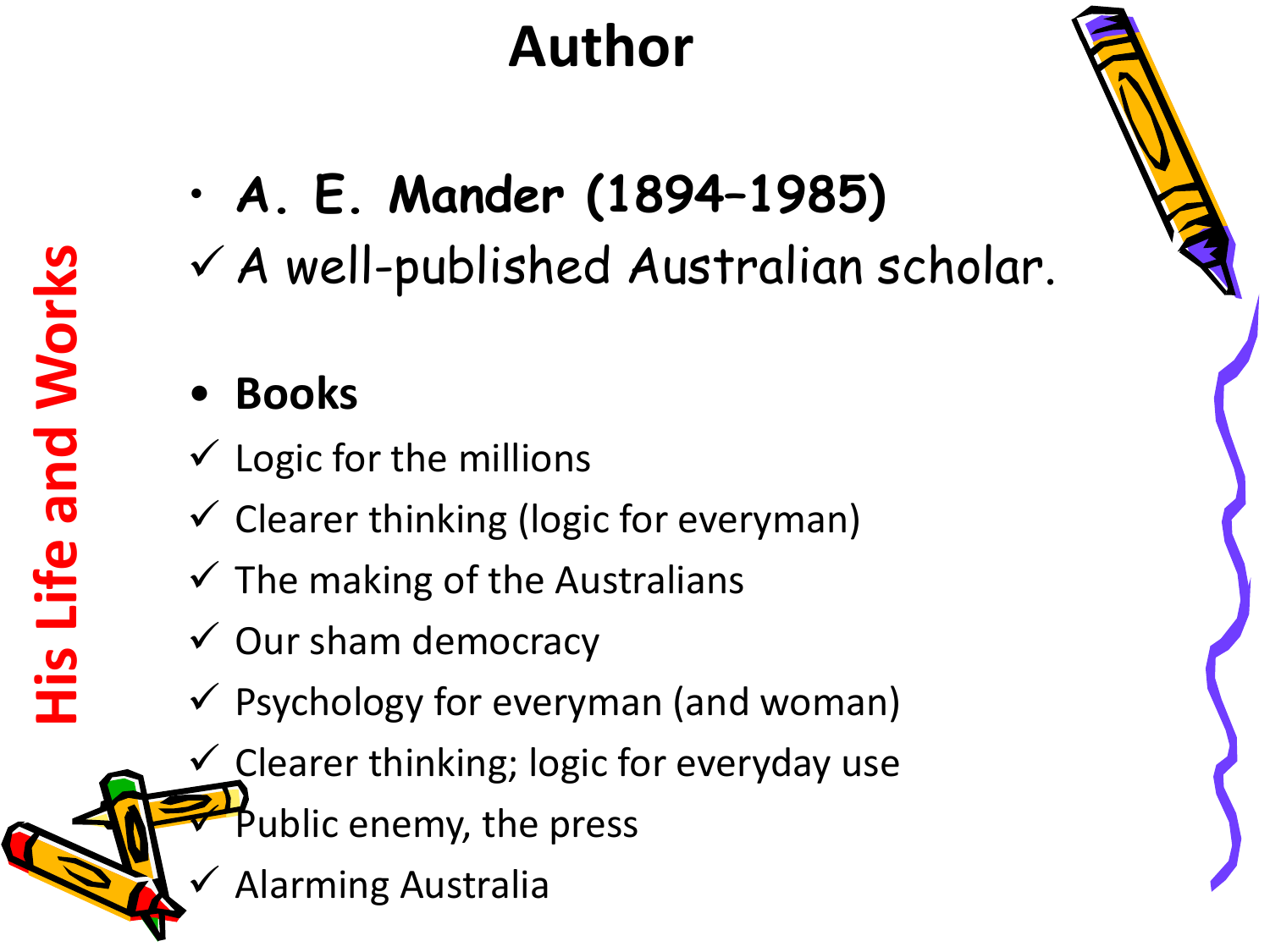# Author

His Life and Works

- ***A. E. Mander (1894–1985)***
  - ✓ *A well-published Australian scholar.*

- **Books**
  - ✓ Logic for the millions
  - ✓ Clearer thinking (logic for everyman)
  - ✓ The making of the Australians
  - ✓ Our sham democracy
  - ✓ Psychology for everyman (and woman)
  - ✓ Clearer thinking; logic for everyday use
  - ✓ Public enemy, the press
  - ✓ Alarming Australia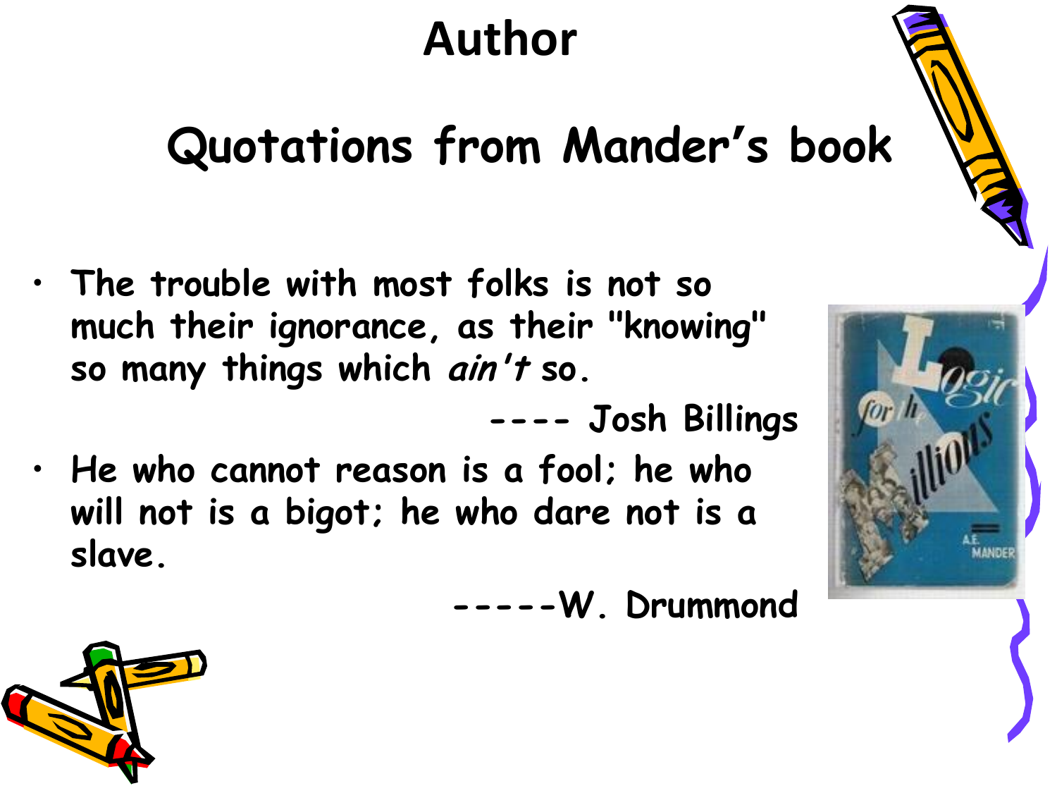# Author

## Quotations from Mander's book

- The trouble with most folks is not so much their ignorance, as their "knowing" so many things which *ain't* so.

  ---- Josh Billings

- He who cannot reason is a fool; he who will not is a bigot; he who dare not is a slave.

  -----W. Drummond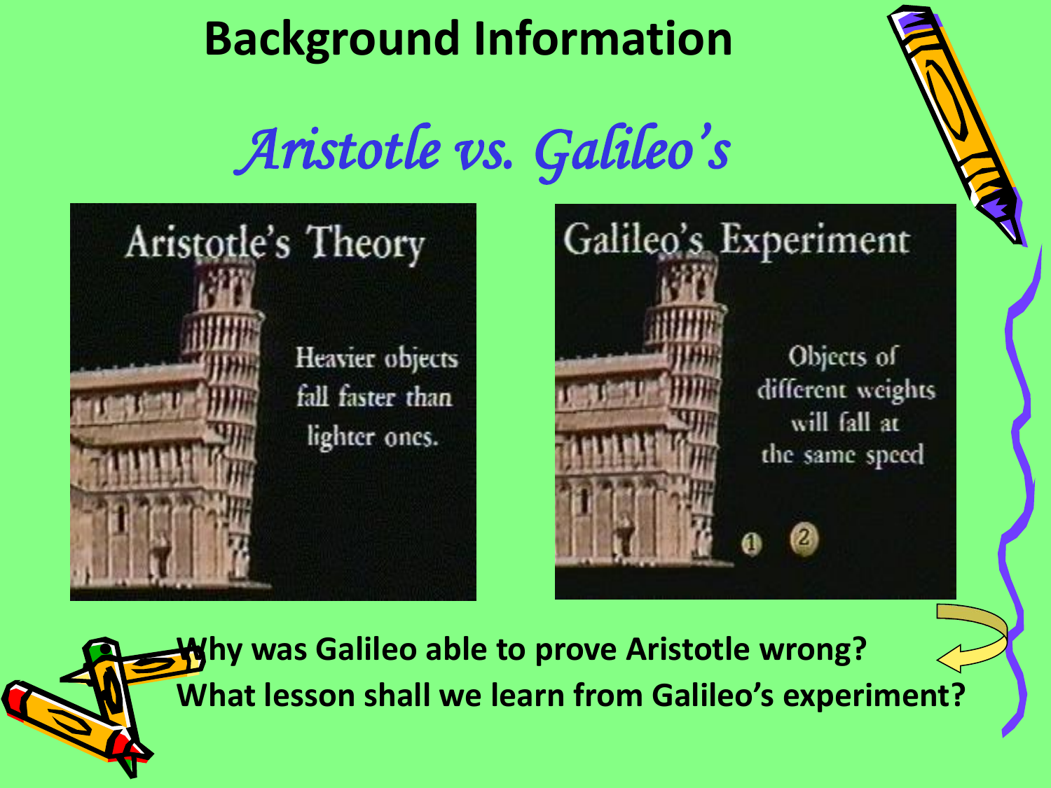# Background Information

## *Aristotle vs. Galileo's*

Aristotle's Theory

Heavier objects fall faster than lighter ones.

Galileo's Experiment

Objects of different weights will fall at the same speed

1 2

**Why was Galileo able to prove Aristotle wrong?**

**What lesson shall we learn from Galileo's experiment?**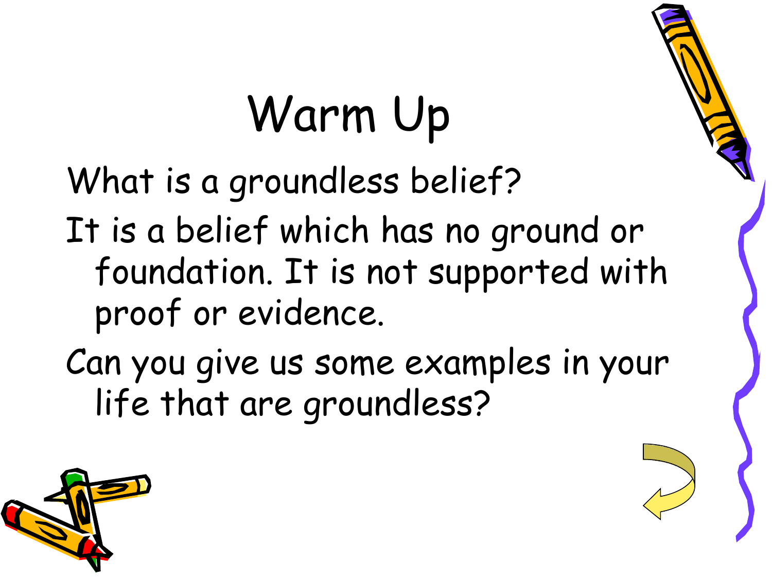# Warm Up

What is a groundless belief?

It is a belief which has no ground or foundation. It is not supported with proof or evidence.

Can you give us some examples in your life that are groundless?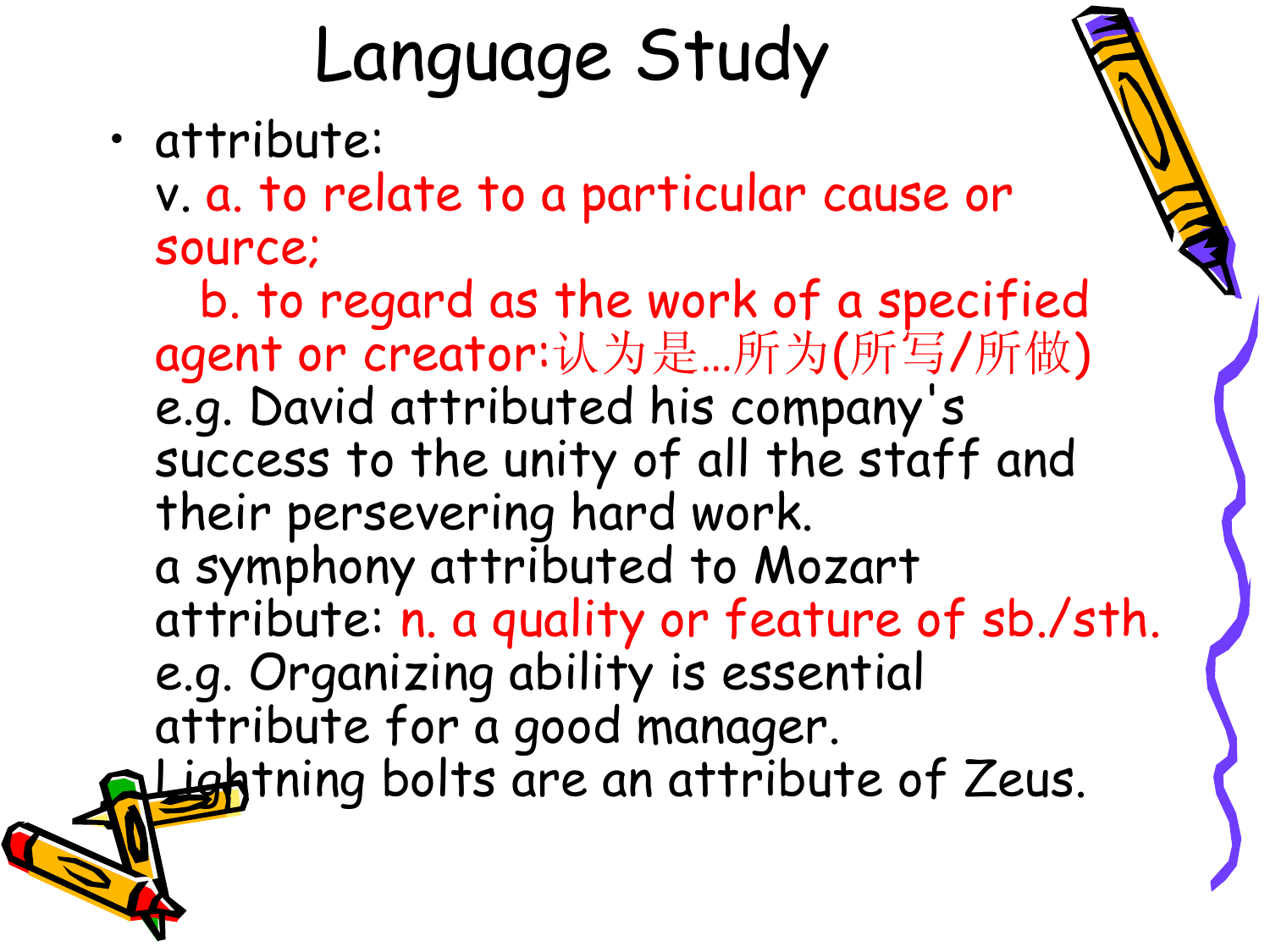# Language Study

- attribute:
  v. a. to relate to a particular cause or source;
  b. to regard as the work of a specified agent or creator:认为是…所为(所写/所做)
  e.g. David attributed his company's success to the unity of all the staff and their persevering hard work.
  a symphony attributed to Mozart
  attribute: n. a quality or feature of sb./sth.
  e.g. Organizing ability is essential attribute for a good manager.
  Lightning bolts are an attribute of Zeus.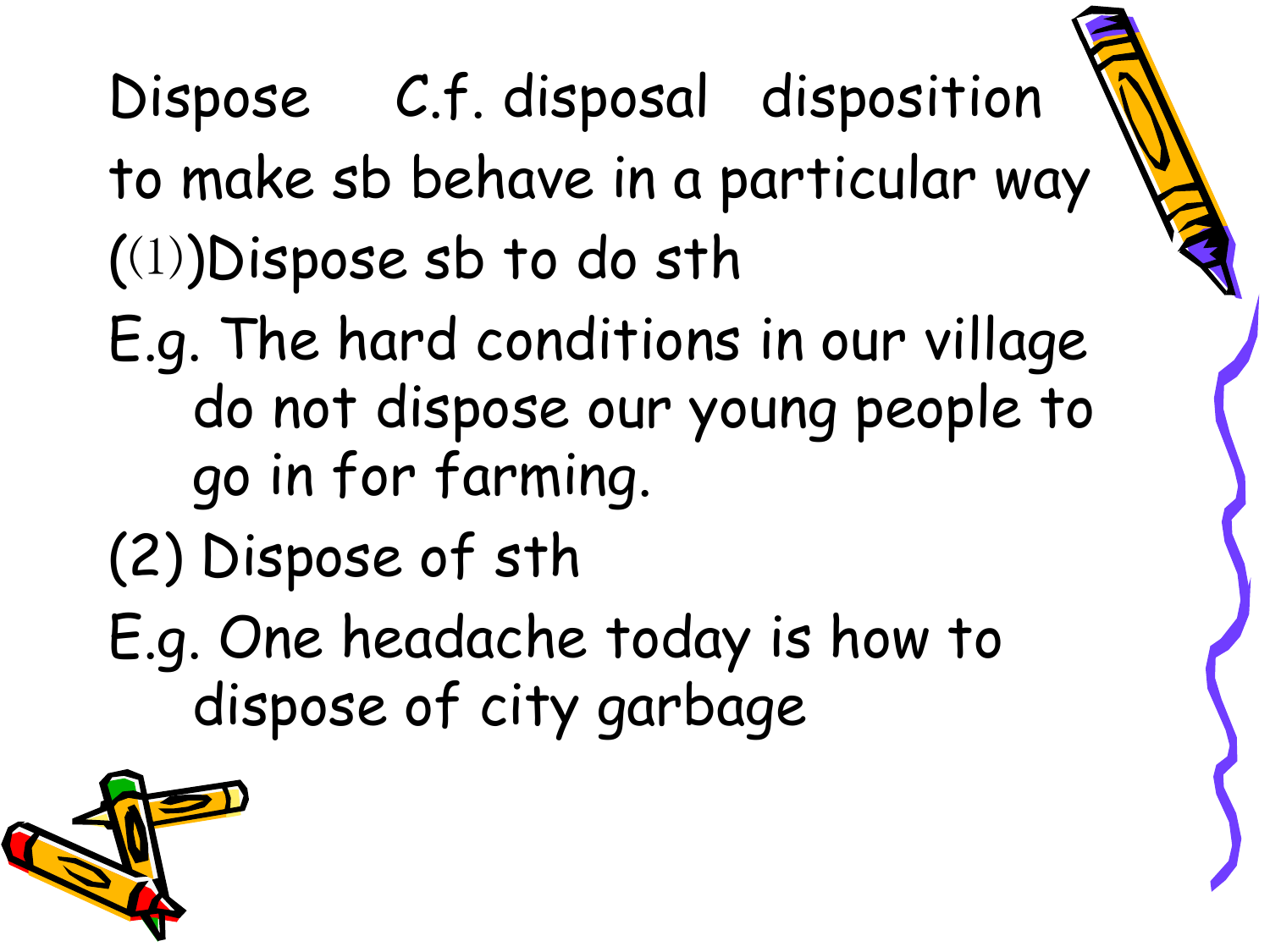Dispose C.f. disposal disposition

to make sb behave in a particular way

((1))Dispose sb to do sth

E.g. The hard conditions in our village do not dispose our young people to go in for farming.

(2) Dispose of sth

E.g. One headache today is how to dispose of city garbage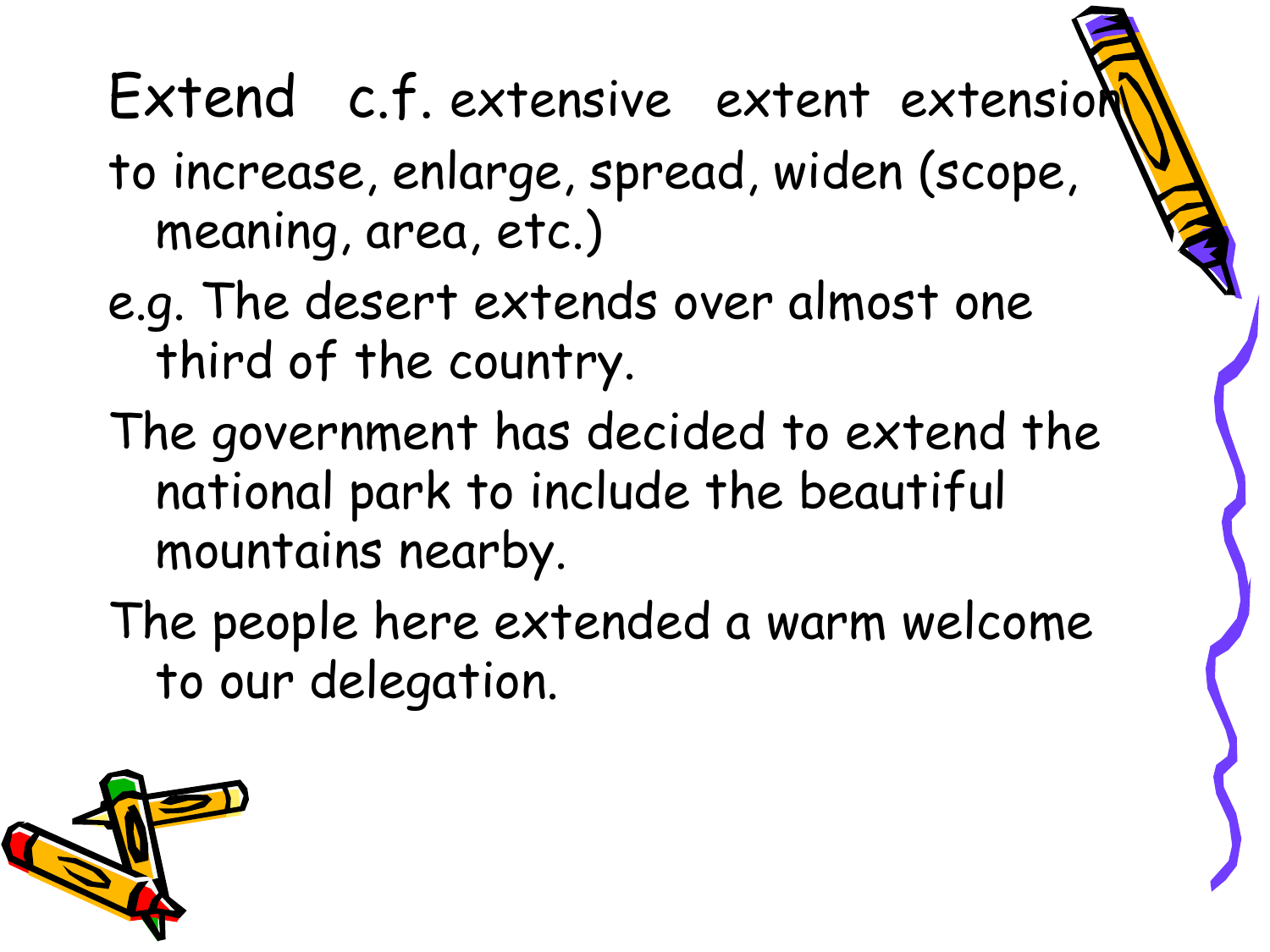# Extend c.f. extensive extent extension

to increase, enlarge, spread, widen (scope, meaning, area, etc.)

e.g. The desert extends over almost one third of the country.

The government has decided to extend the national park to include the beautiful mountains nearby.

The people here extended a warm welcome to our delegation.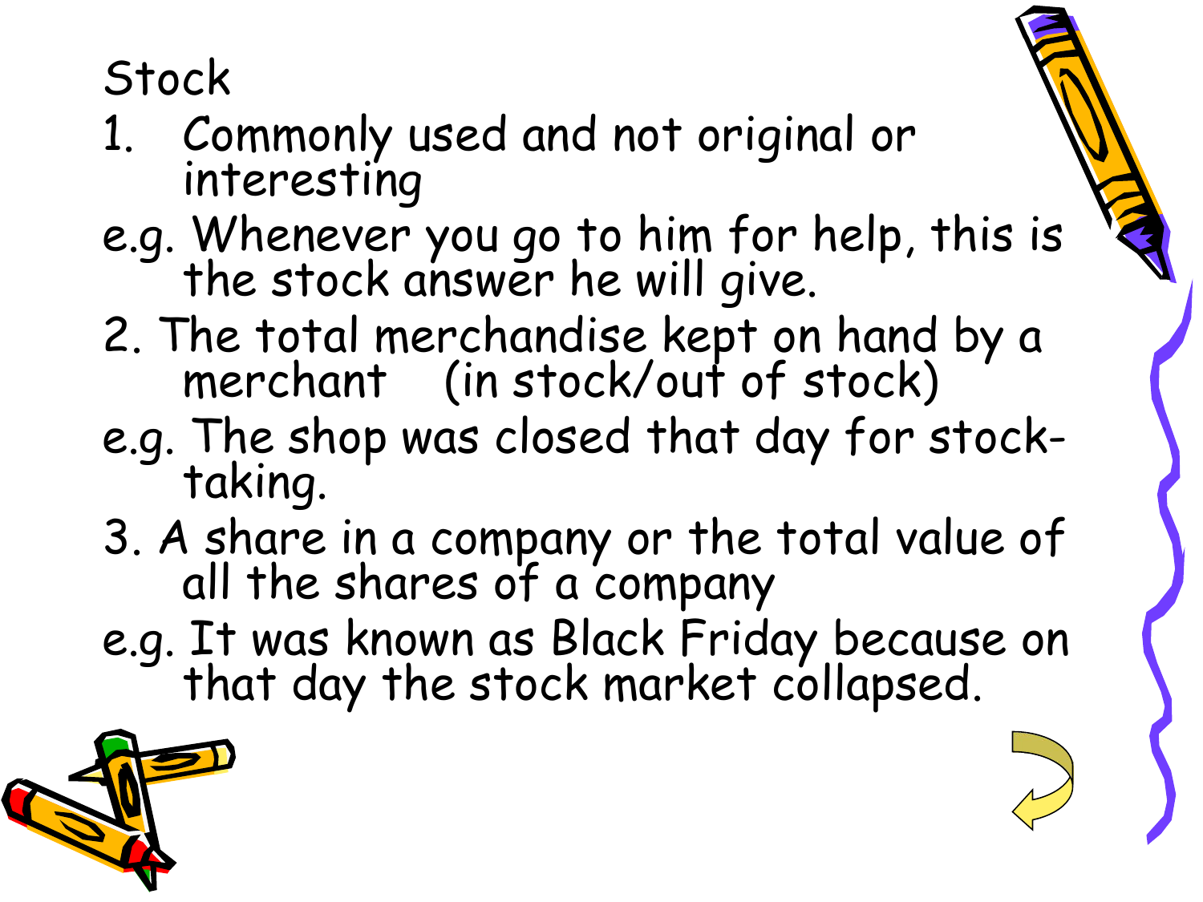# Stock

1. Commonly used and not original or interesting

e.g. Whenever you go to him for help, this is the stock answer he will give.

2. The total merchandise kept on hand by a merchant (in stock/out of stock)

e.g. The shop was closed that day for stock-taking.

3. A share in a company or the total value of all the shares of a company

e.g. It was known as Black Friday because on that day the stock market collapsed.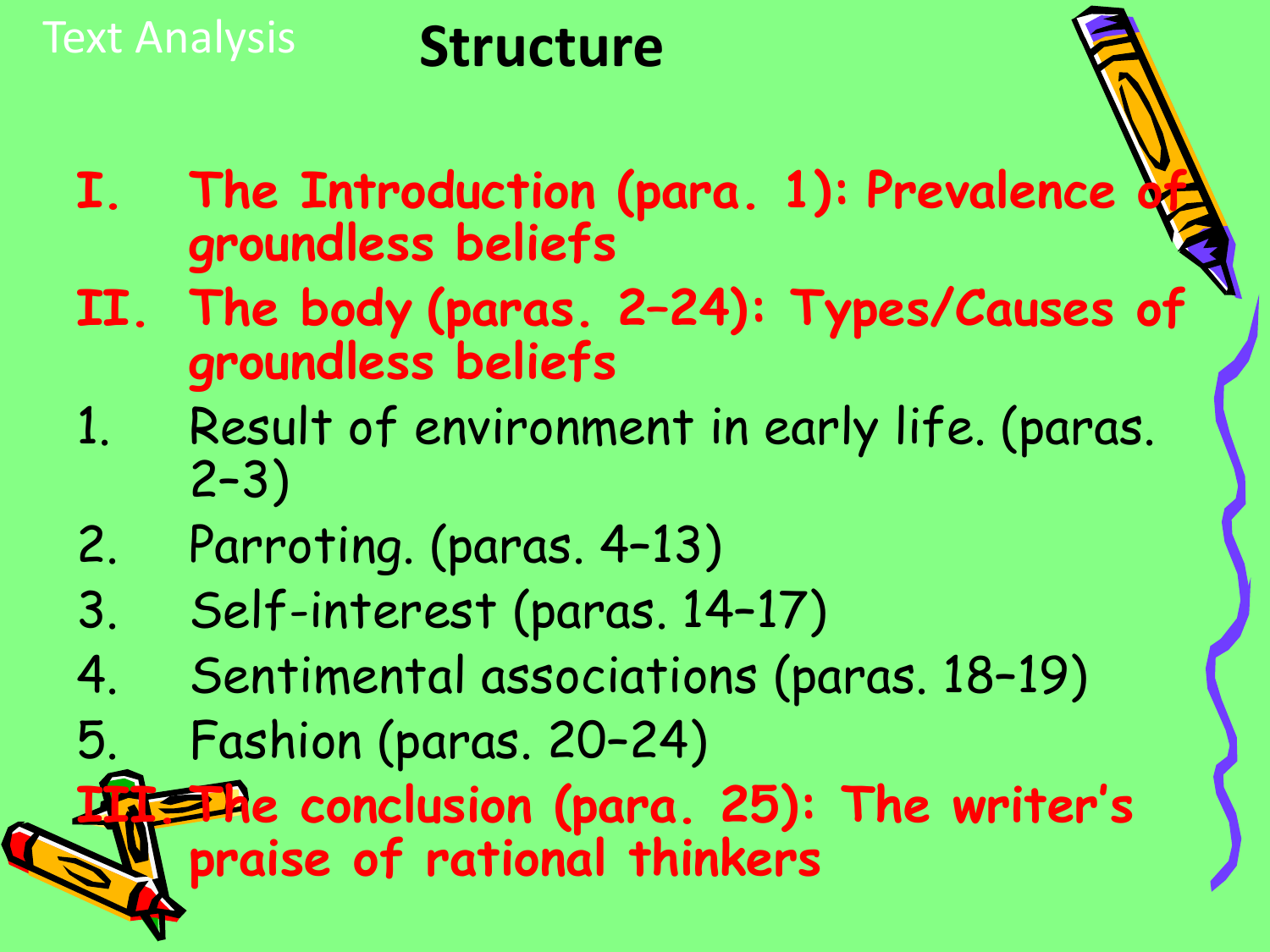Text Analysis

# Structure

**I. The Introduction (para. 1): Prevalence of groundless beliefs**

**II. The body (paras. 2–24): Types/Causes of groundless beliefs**

1. Result of environment in early life. (paras. 2–3)
2. Parroting. (paras. 4–13)
3. Self-interest (paras. 14–17)
4. Sentimental associations (paras. 18–19)
5. Fashion (paras. 20–24)

**III. The conclusion (para. 25): The writer's praise of rational thinkers**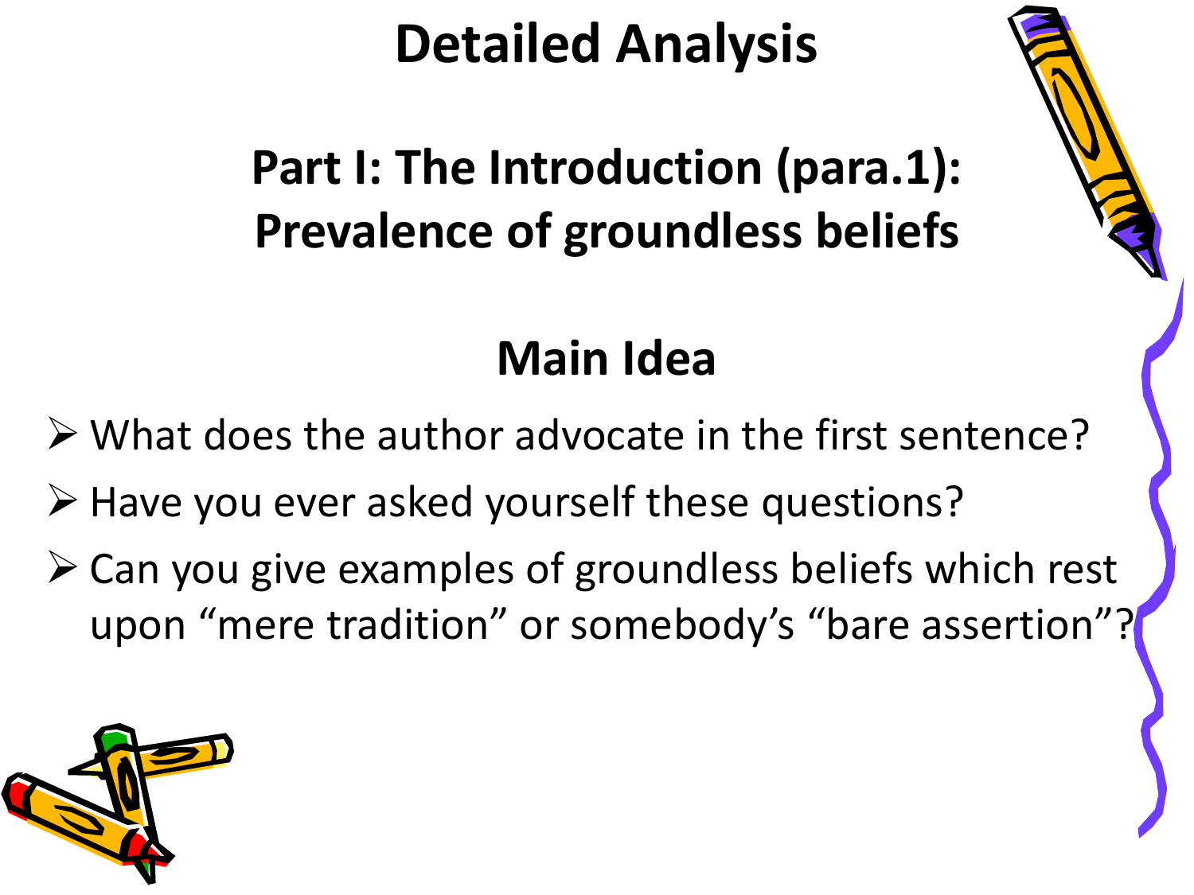# Detailed Analysis

## Part I: The Introduction (para.1): Prevalence of groundless beliefs

### Main Idea

- What does the author advocate in the first sentence?
- Have you ever asked yourself these questions?
- Can you give examples of groundless beliefs which rest upon “mere tradition” or somebody’s “bare assertion”?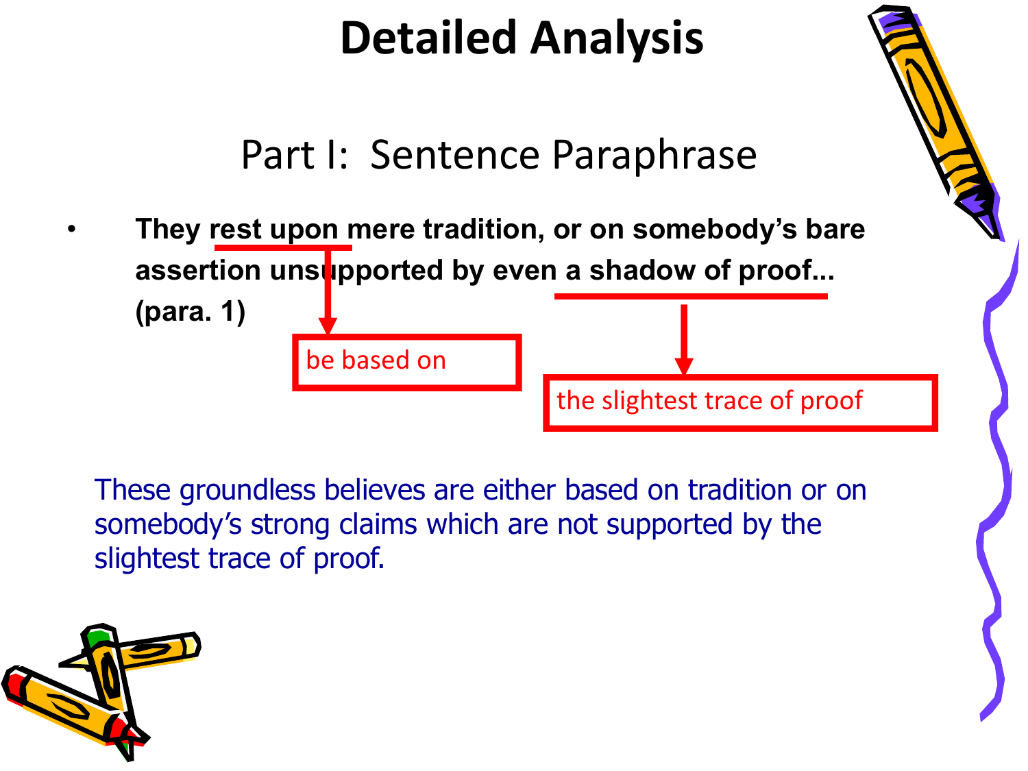# Detailed Analysis

## Part I: Sentence Paraphrase

- **They rest upon mere tradition, or on somebody's bare assertion unsupported by even a shadow of proof... (para. 1)**

rest upon → be based on

a shadow of proof → the slightest trace of proof

These groundless believes are either based on tradition or on somebody's strong claims which are not supported by the slightest trace of proof.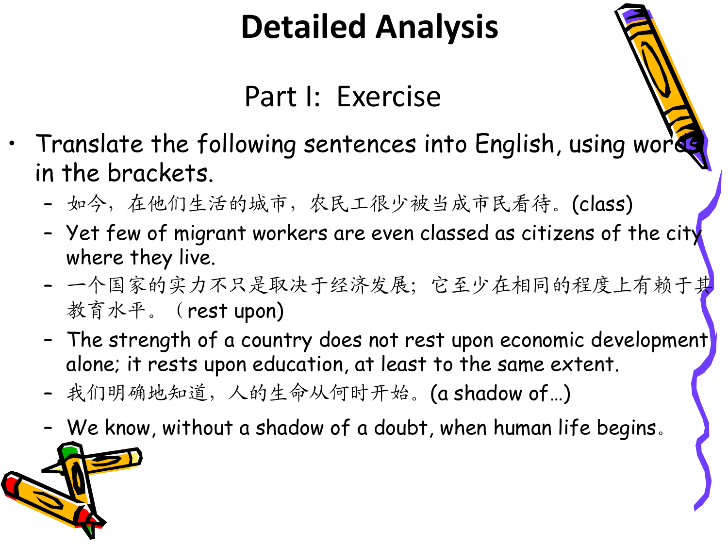# Detailed Analysis

## Part I: Exercise

- Translate the following sentences into English, using words in the brackets.
  - 如今，在他们生活的城市，农民工很少被当成市民看待。(class)
  - Yet few of migrant workers are even classed as citizens of the city where they live.
  - 一个国家的实力不只是取决于经济发展；它至少在相同的程度上有赖于其教育水平。（rest upon)
  - The strength of a country does not rest upon economic development alone; it rests upon education, at least to the same extent.
  - 我们明确地知道，人的生命从何时开始。(a shadow of…)
  - We know, without a shadow of a doubt, when human life begins。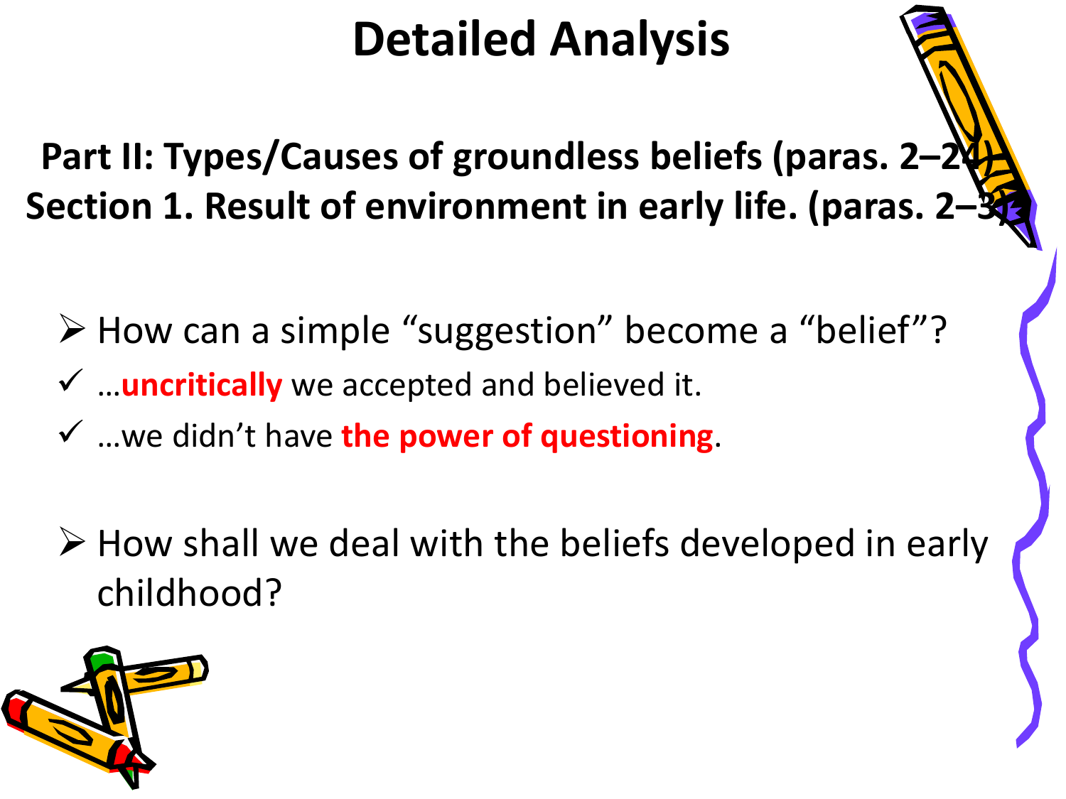# Detailed Analysis

**Part II: Types/Causes of groundless beliefs (paras. 2–24)**

**Section 1. Result of environment in early life. (paras. 2–3)**

- How can a simple "suggestion" become a "belief"?
  - ✓ …**uncritically** we accepted and believed it.
  - ✓ …we didn't have **the power of questioning**.

- How shall we deal with the beliefs developed in early childhood?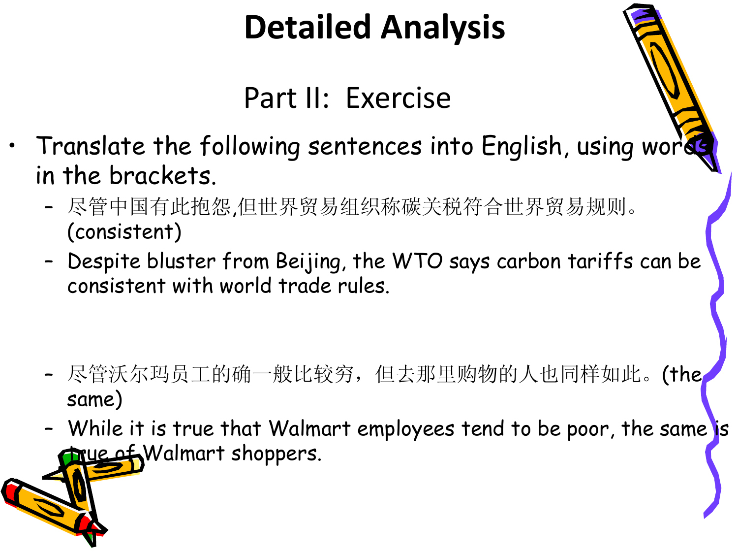# Detailed Analysis

## Part II: Exercise

- Translate the following sentences into English, using words in the brackets.
  - 尽管中国有此抱怨,但世界贸易组织称碳关税符合世界贸易规则。(consistent)
  - Despite bluster from Beijing, the WTO says carbon tariffs can be consistent with world trade rules.
  - 尽管沃尔玛员工的确一般比较穷，但去那里购物的人也同样如此。(the same)
  - While it is true that Walmart employees tend to be poor, the same is true of Walmart shoppers.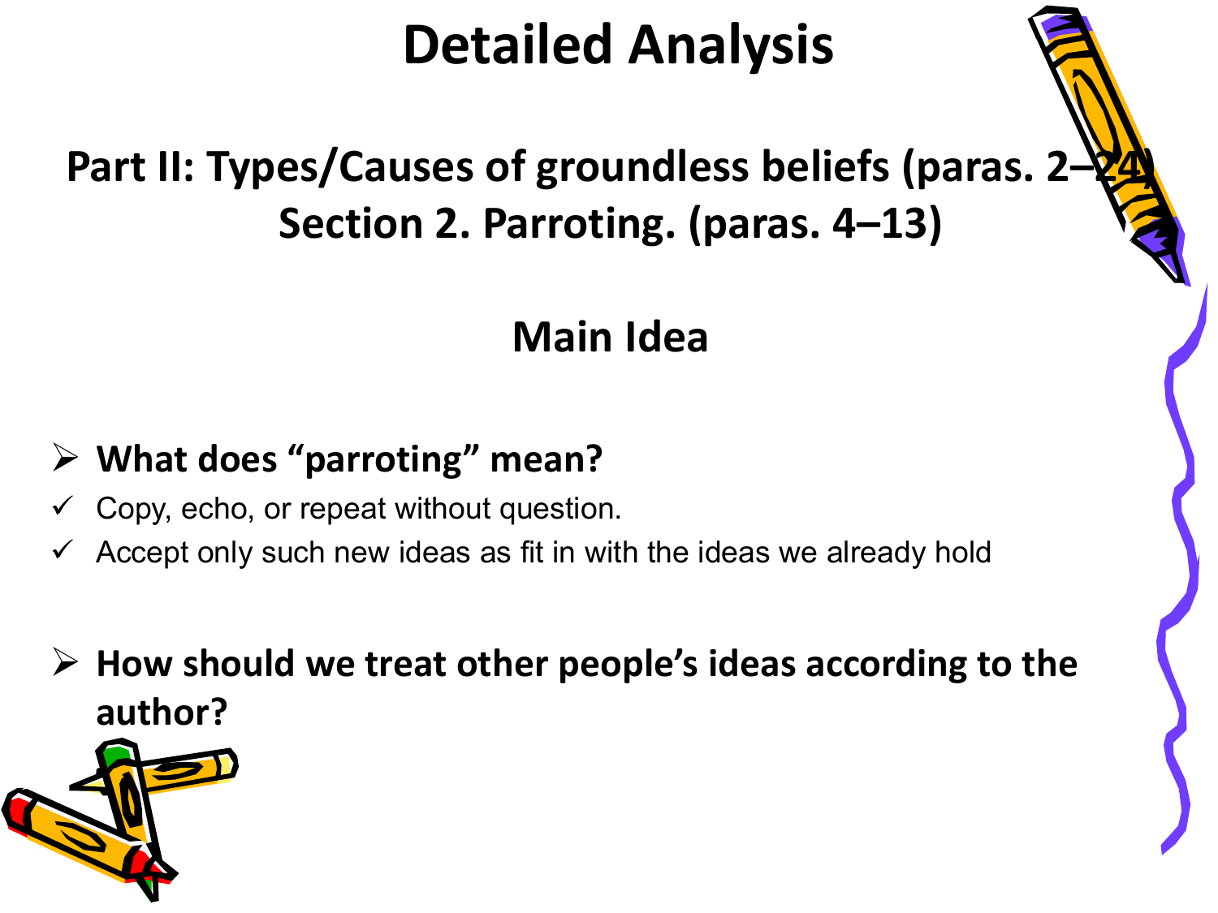# Detailed Analysis

## Part II: Types/Causes of groundless beliefs (paras. 2–24)
## Section 2. Parroting. (paras. 4–13)

### Main Idea

- **What does "parroting" mean?**
  - ✓ Copy, echo, or repeat without question.
  - ✓ Accept only such new ideas as fit in with the ideas we already hold
- **How should we treat other people's ideas according to the author?**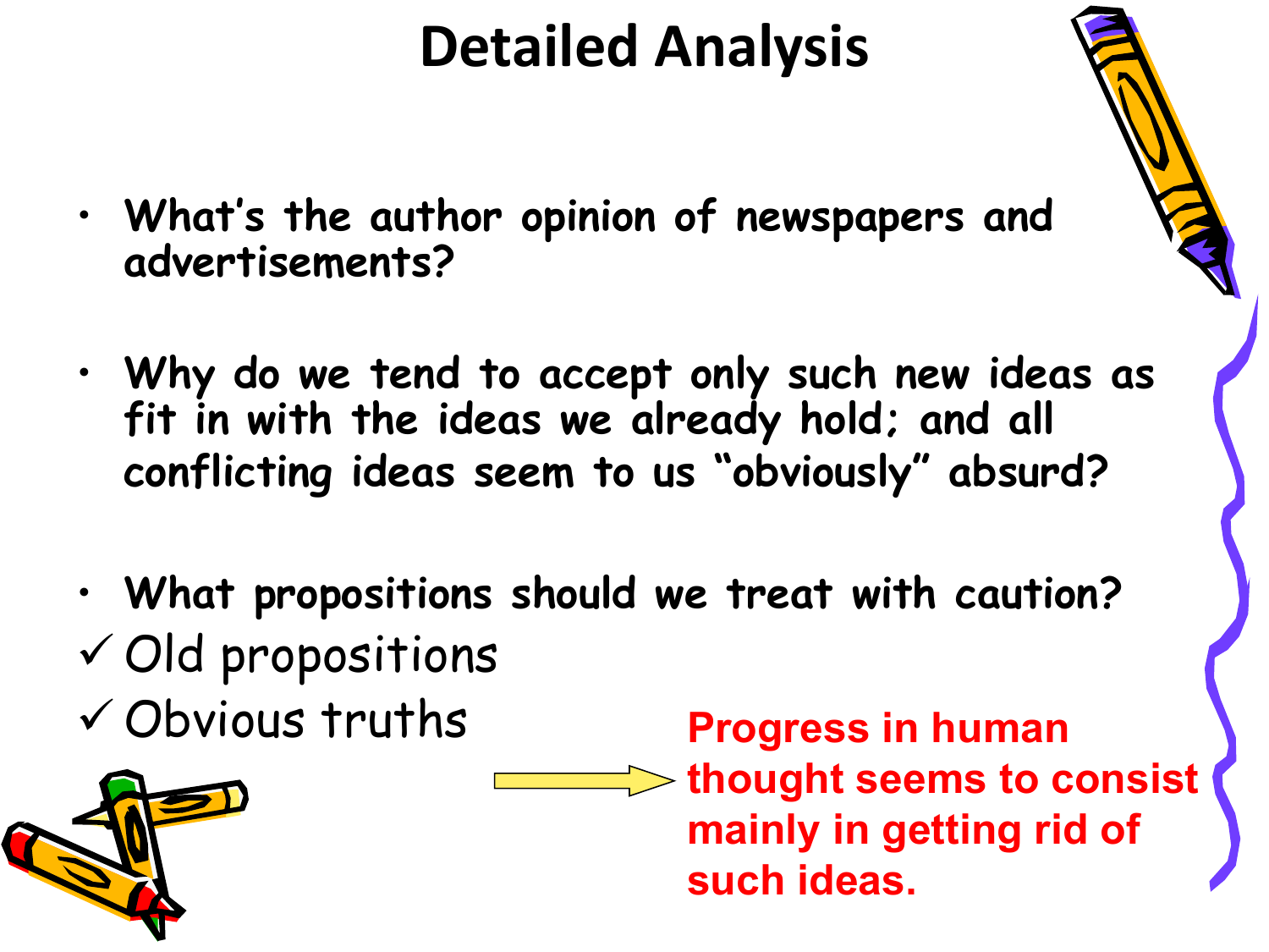# Detailed Analysis

- **What's the author opinion of newspapers and advertisements?**
- **Why do we tend to accept only such new ideas as fit in with the ideas we already hold; and all conflicting ideas seem to us "obviously" absurd?**
- **What propositions should we treat with caution?**

✓ Old propositions

✓ Obvious truths

→ **Progress in human thought seems to consist mainly in getting rid of such ideas.**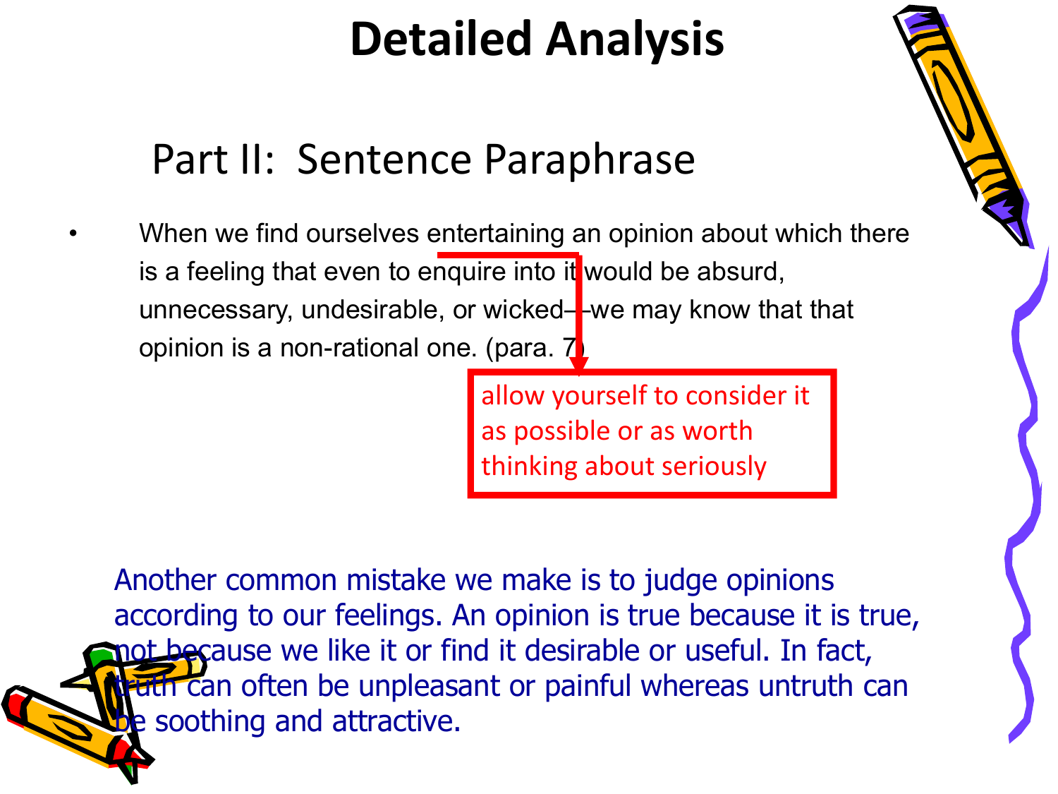# Detailed Analysis

## Part II: Sentence Paraphrase

- When we find ourselves entertaining an opinion about which there is a feeling that even to enquire into it would be absurd, unnecessary, undesirable, or wicked—we may know that that opinion is a non-rational one. (para. 7)

entertaining: allow yourself to consider it as possible or as worth thinking about seriously

Another common mistake we make is to judge opinions according to our feelings. An opinion is true because it is true, not because we like it or find it desirable or useful. In fact, truth can often be unpleasant or painful whereas untruth can be soothing and attractive.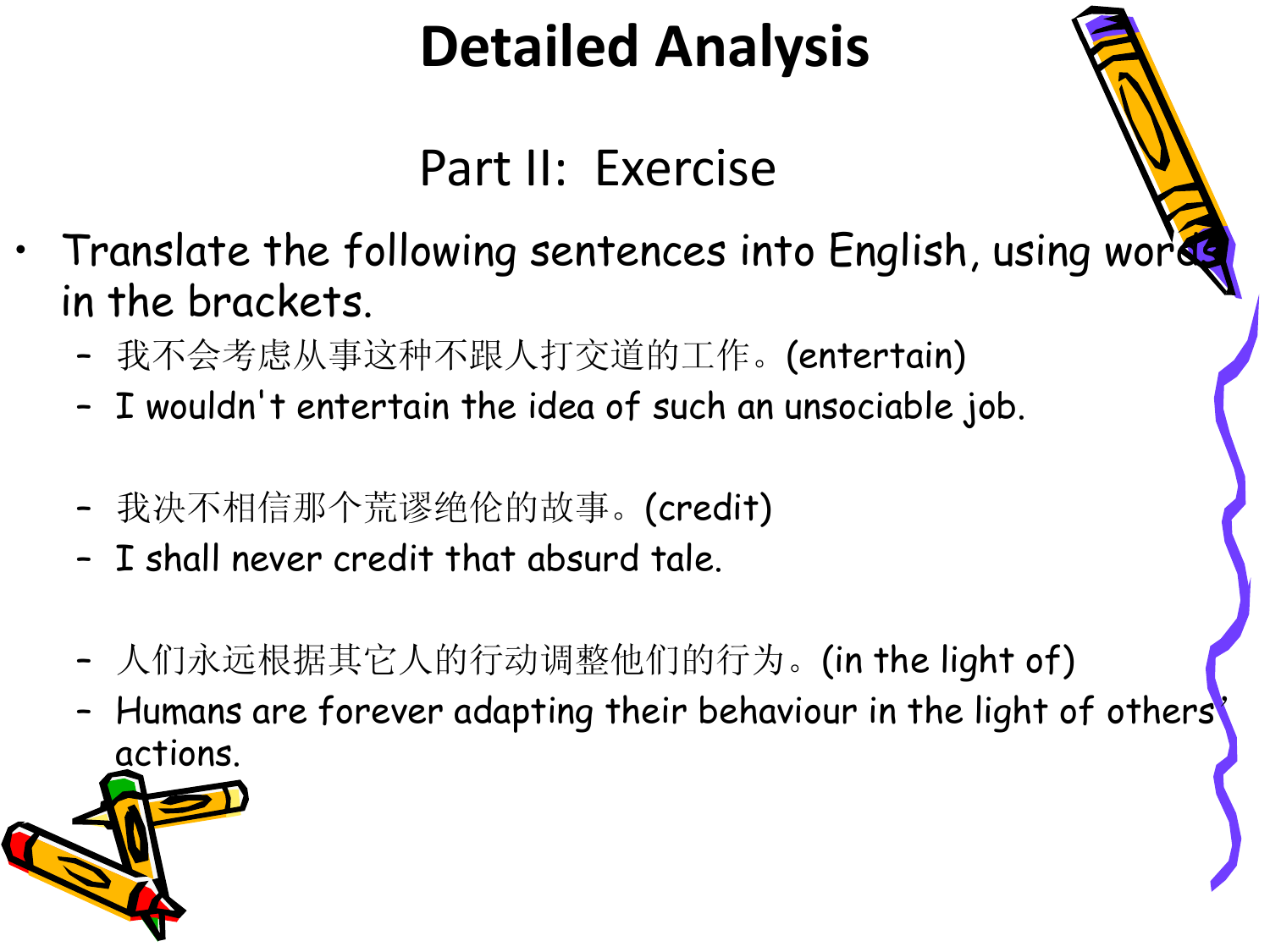# Detailed Analysis

## Part II: Exercise

- Translate the following sentences into English, using words in the brackets.
  - 我不会考虑从事这种不跟人打交道的工作。(entertain)
  - I wouldn't entertain the idea of such an unsociable job.

  - 我决不相信那个荒谬绝伦的故事。(credit)
  - I shall never credit that absurd tale.

  - 人们永远根据其它人的行动调整他们的行为。(in the light of)
  - Humans are forever adapting their behaviour in the light of others' actions.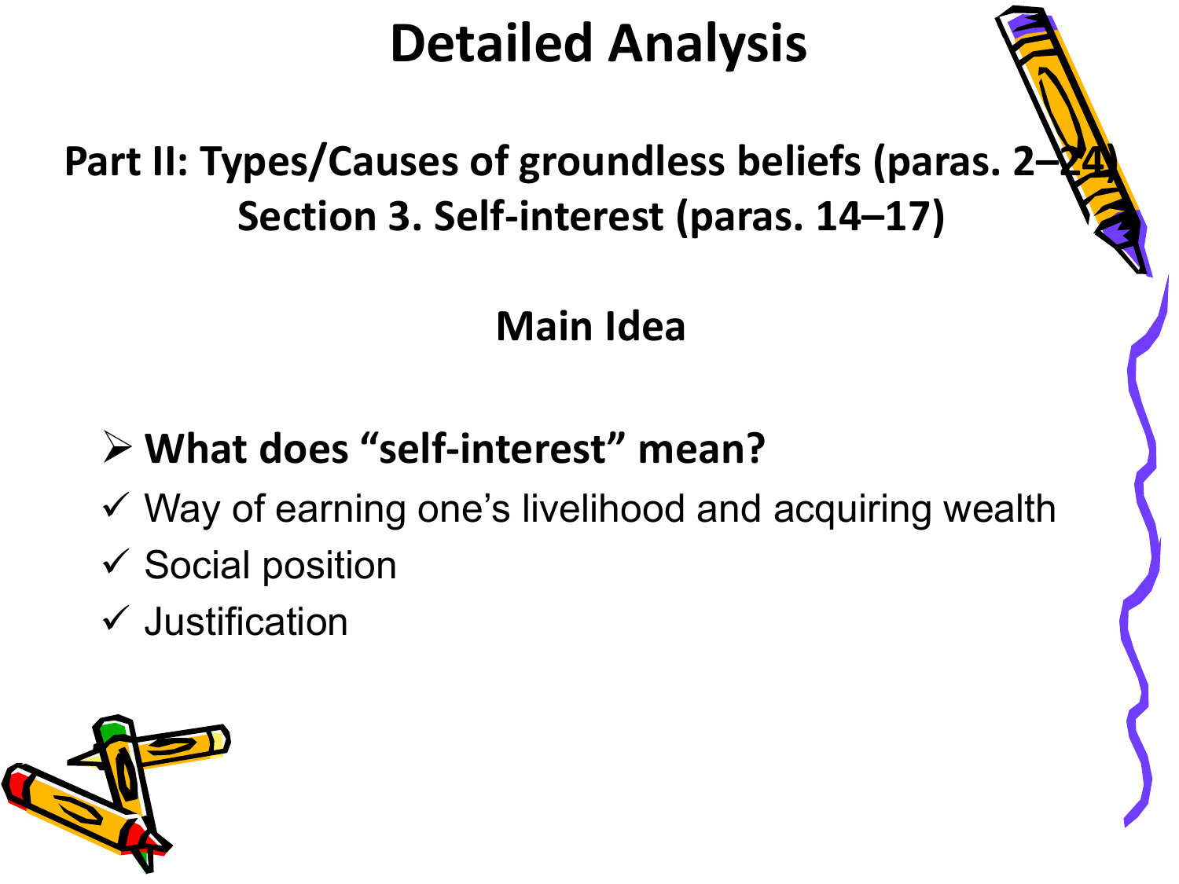# Detailed Analysis

## Part II: Types/Causes of groundless beliefs (paras. 2–24)

## Section 3. Self-interest (paras. 14–17)

### Main Idea

- **What does "self-interest" mean?**
  - ✓ Way of earning one's livelihood and acquiring wealth
  - ✓ Social position
  - ✓ Justification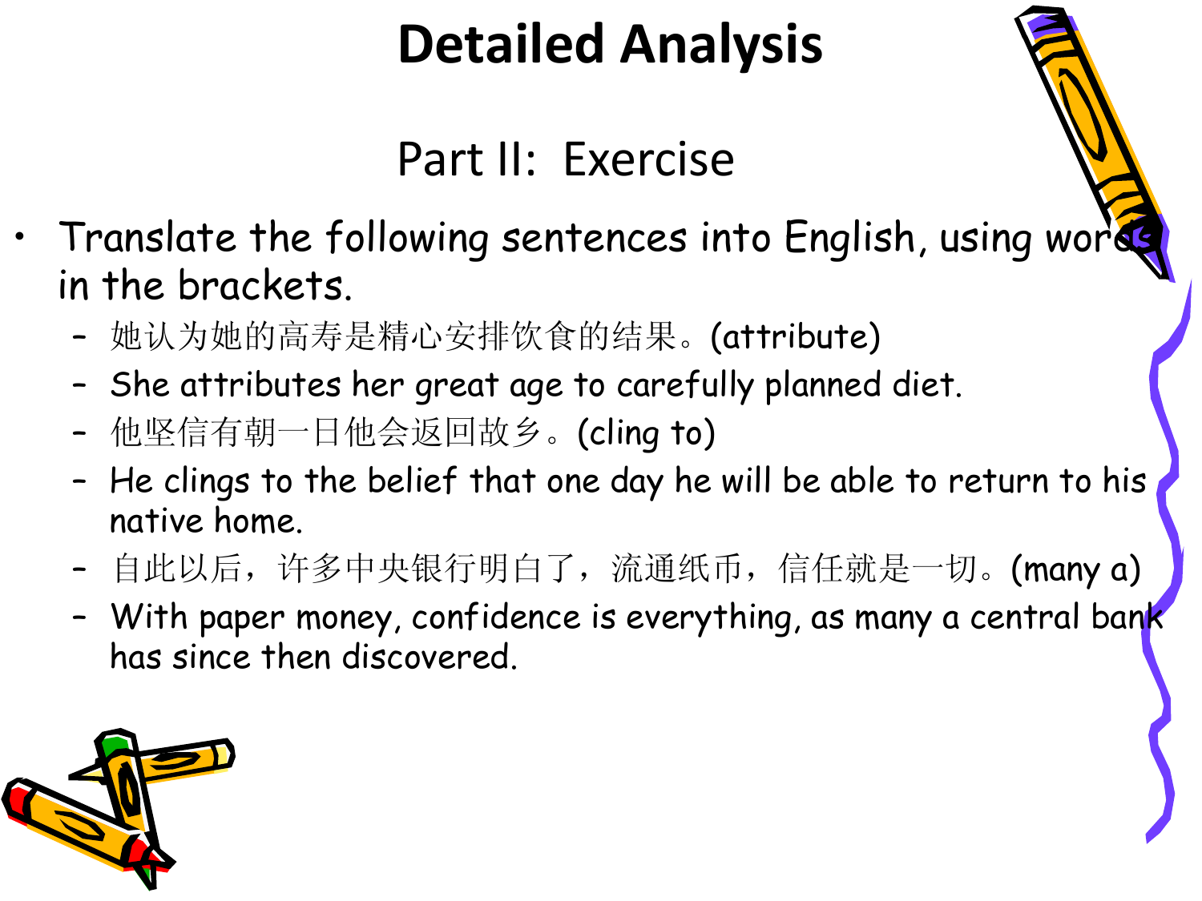# Detailed Analysis

## Part II: Exercise

- Translate the following sentences into English, using words in the brackets.
  - 她认为她的高寿是精心安排饮食的结果。(attribute)
  - She attributes her great age to carefully planned diet.
  - 他坚信有朝一日他会返回故乡。(cling to)
  - He clings to the belief that one day he will be able to return to his native home.
  - 自此以后，许多中央银行明白了，流通纸币，信任就是一切。(many a)
  - With paper money, confidence is everything, as many a central bank has since then discovered.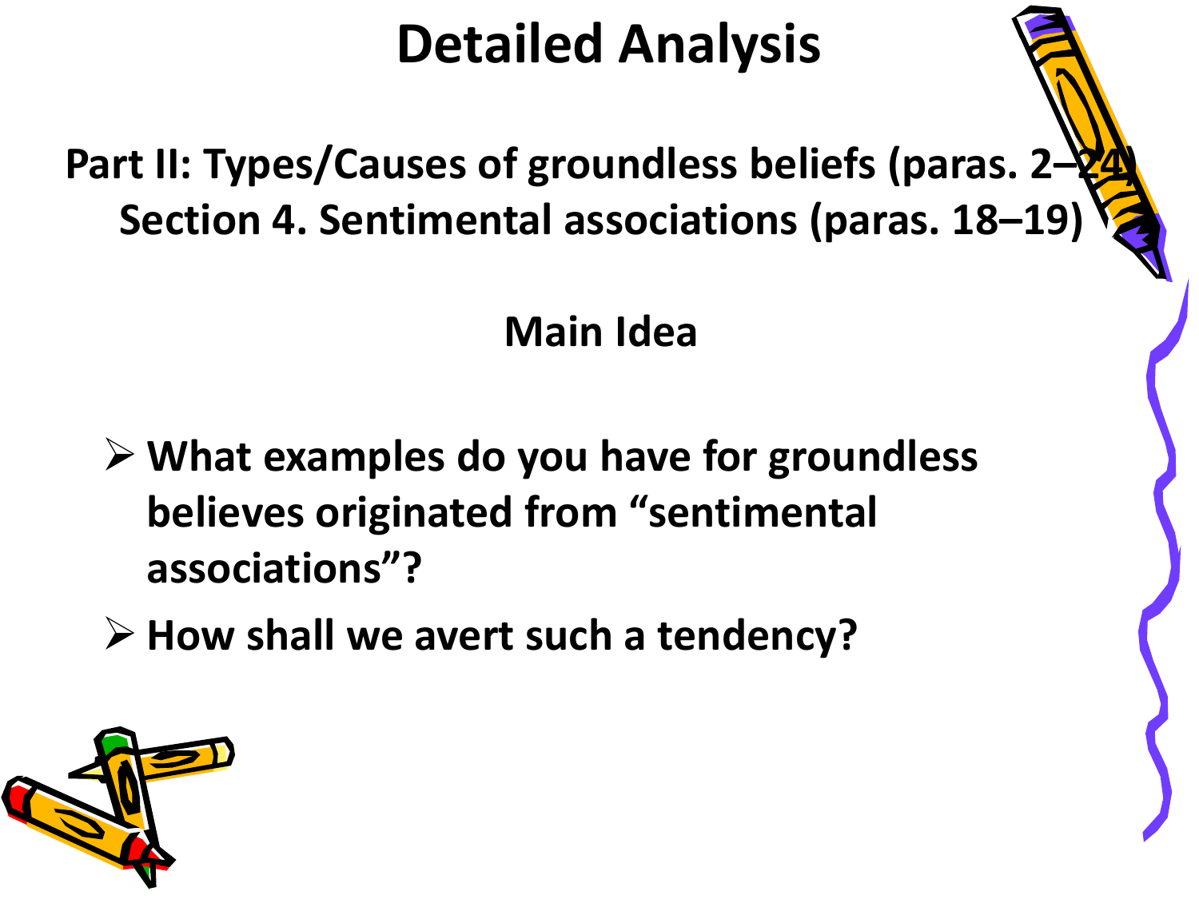# Detailed Analysis

**Part II: Types/Causes of groundless beliefs (paras. 2–24)**
**Section 4. Sentimental associations (paras. 18–19)**

## Main Idea

- **What examples do you have for groundless believes originated from "sentimental associations"?**
- **How shall we avert such a tendency?**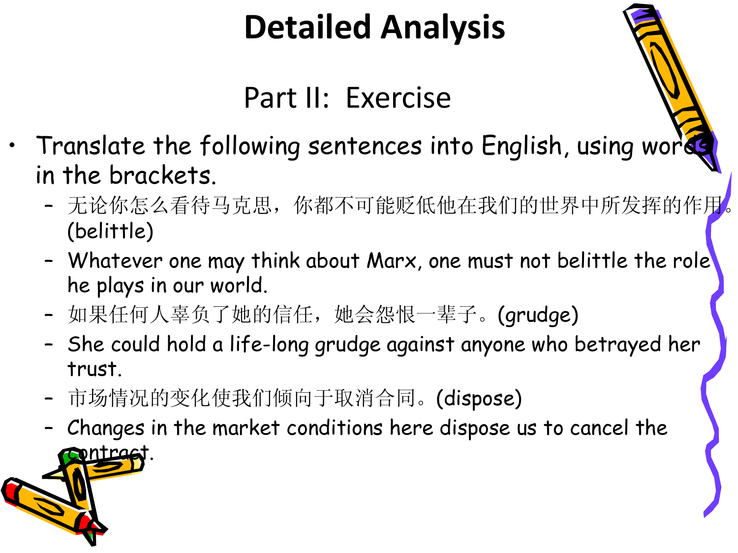# Detailed Analysis

## Part II: Exercise

- Translate the following sentences into English, using words in the brackets.
  - 无论你怎么看待马克思，你都不可能贬低他在我们的世界中所发挥的作用。(belittle)
  - Whatever one may think about Marx, one must not belittle the role he plays in our world.
  - 如果任何人辜负了她的信任，她会怨恨一辈子。(grudge)
  - She could hold a life-long grudge against anyone who betrayed her trust.
  - 市场情况的变化使我们倾向于取消合同。(dispose)
  - Changes in the market conditions here dispose us to cancel the contract.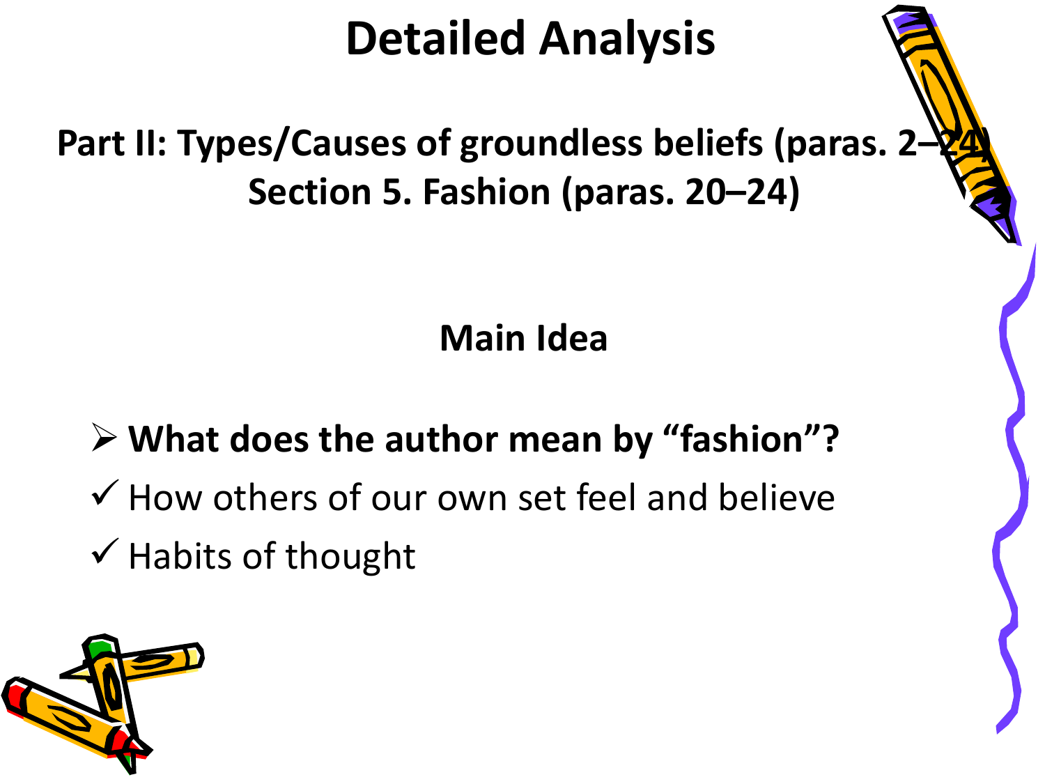# Detailed Analysis

## Part II: Types/Causes of groundless beliefs (paras. 2–24)

## Section 5. Fashion (paras. 20–24)

### Main Idea

- **What does the author mean by "fashion"?**
  - ✓ How others of our own set feel and believe
  - ✓ Habits of thought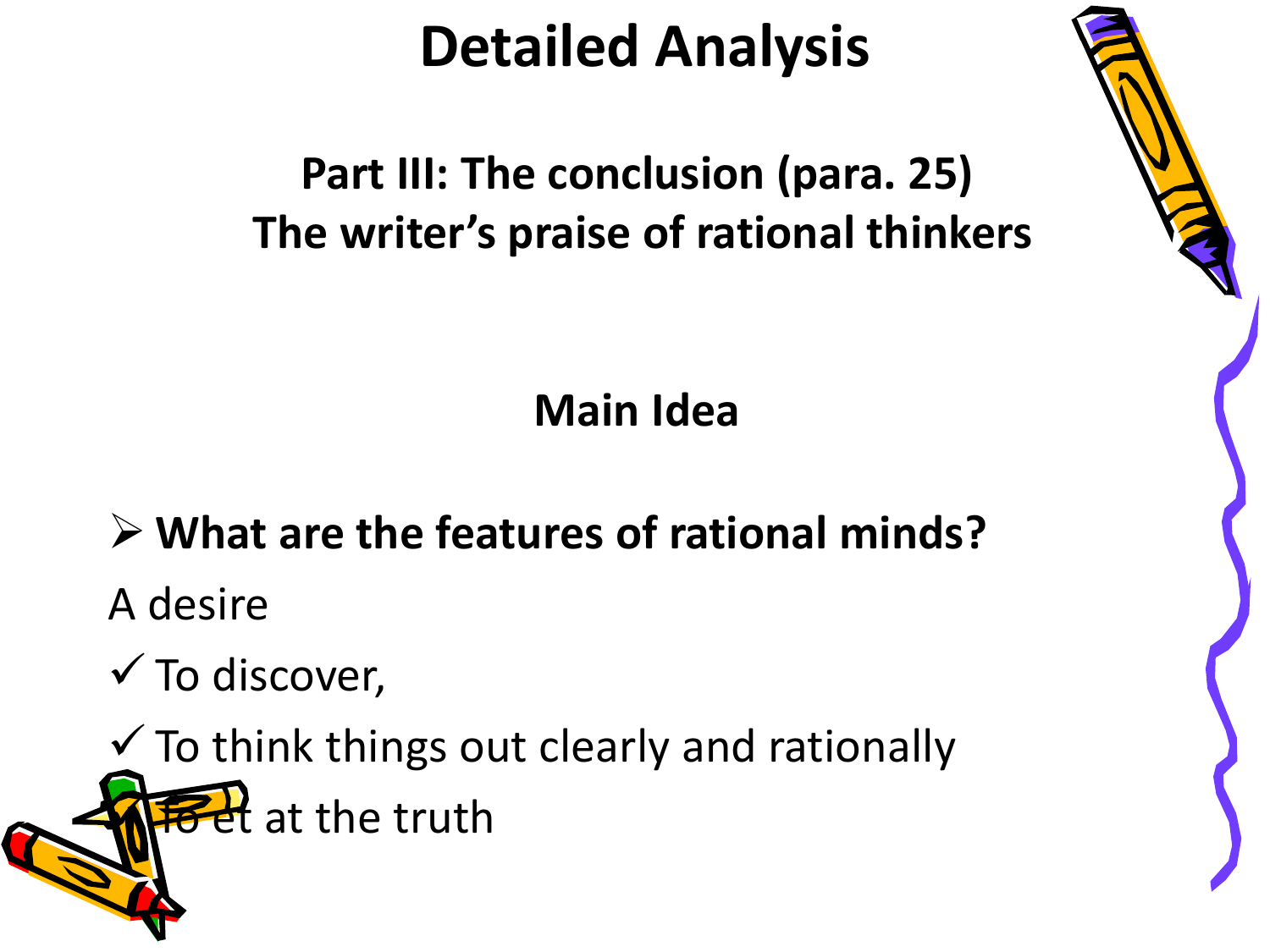# Detailed Analysis

### Part III: The conclusion (para. 25)
### The writer's praise of rational thinkers

### Main Idea

- **What are the features of rational minds?**

A desire

- ✓ To discover,
- ✓ To think things out clearly and rationally
- ✓ To et at the truth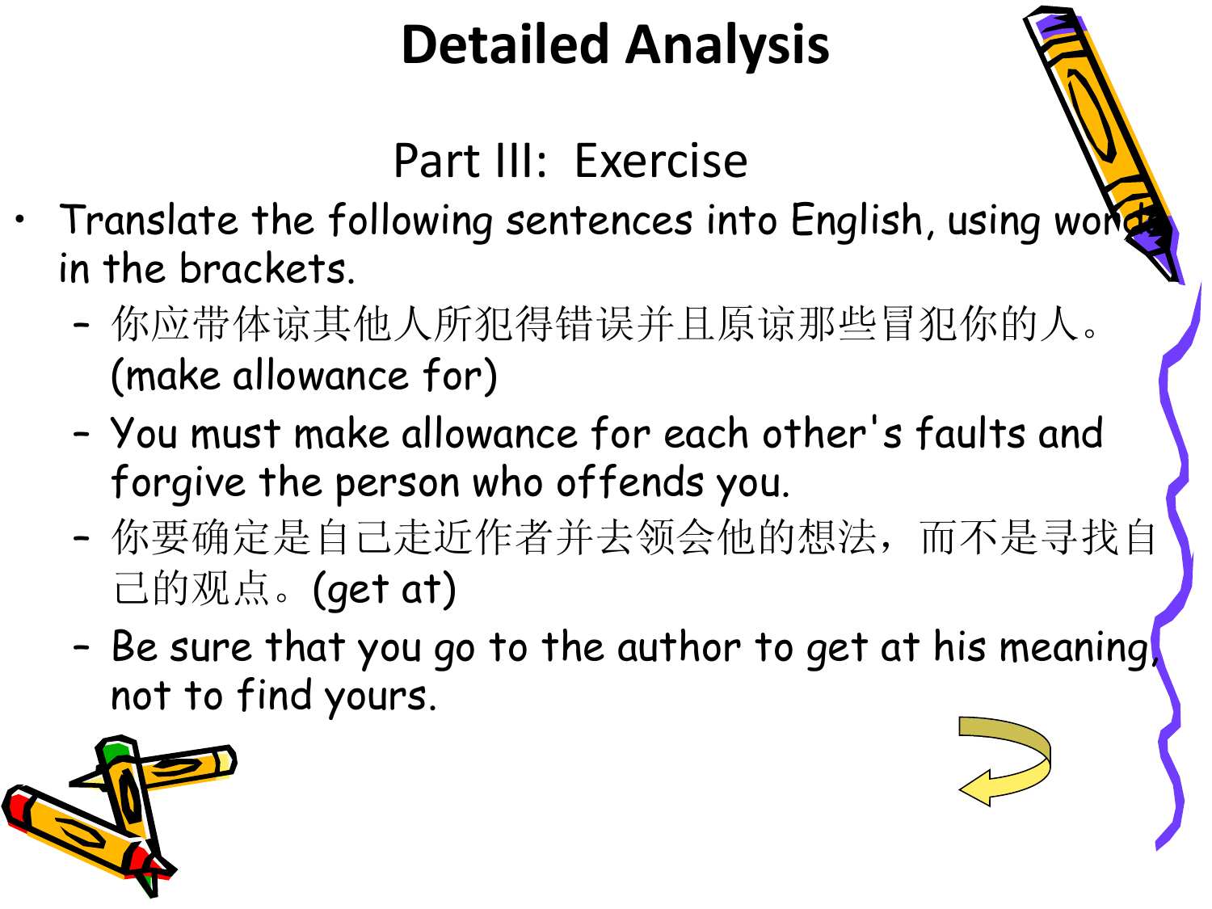# Detailed Analysis

## Part III: Exercise

- Translate the following sentences into English, using words in the brackets.
  - 你应带体谅其他人所犯得错误并且原谅那些冒犯你的人。(make allowance for)
  - You must make allowance for each other's faults and forgive the person who offends you.
  - 你要确定是自己走近作者并去领会他的想法，而不是寻找自己的观点。(get at)
  - Be sure that you go to the author to get at his meaning, not to find yours.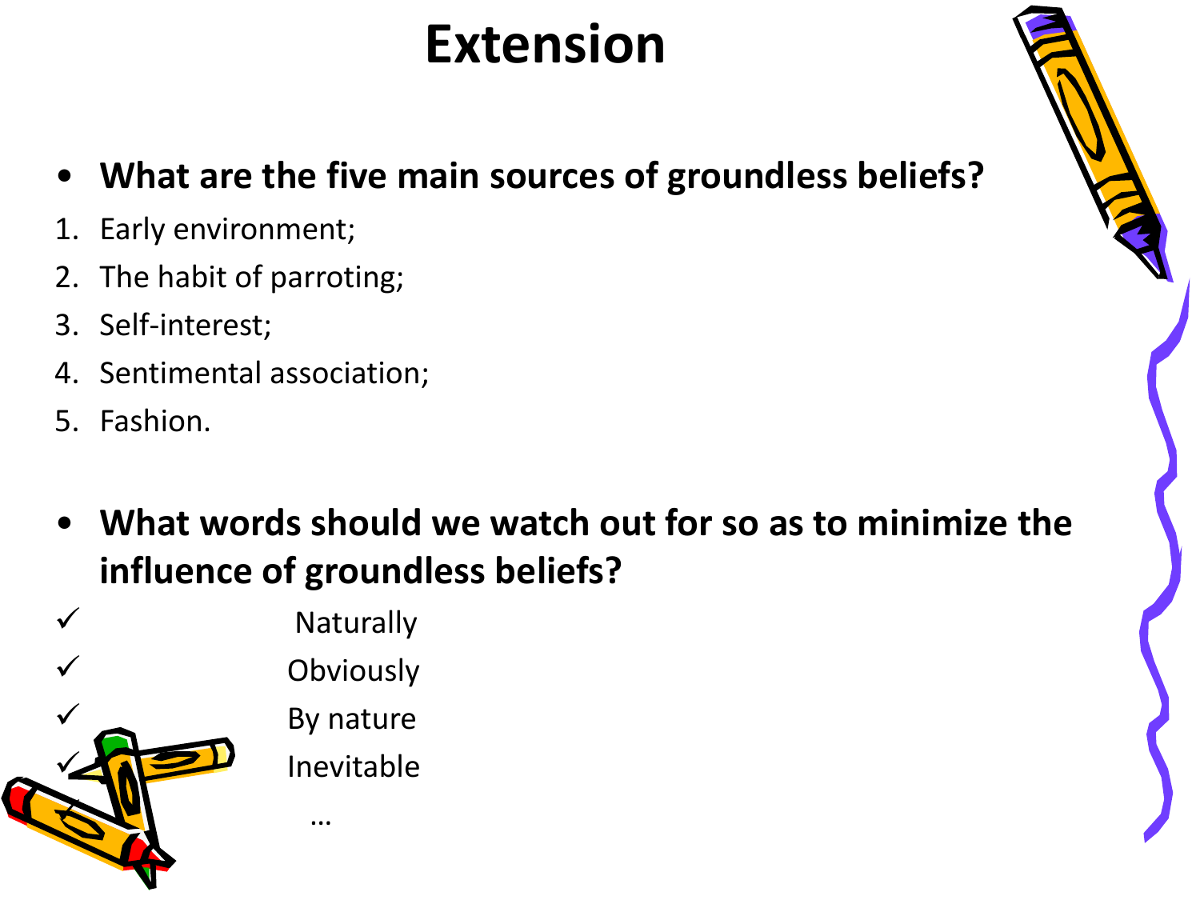# Extension

- **What are the five main sources of groundless beliefs?**

1. Early environment;
2. The habit of parroting;
3. Self-interest;
4. Sentimental association;
5. Fashion.

- **What words should we watch out for so as to minimize the influence of groundless beliefs?**

✓ Naturally
✓ Obviously
✓ By nature
✓ Inevitable
…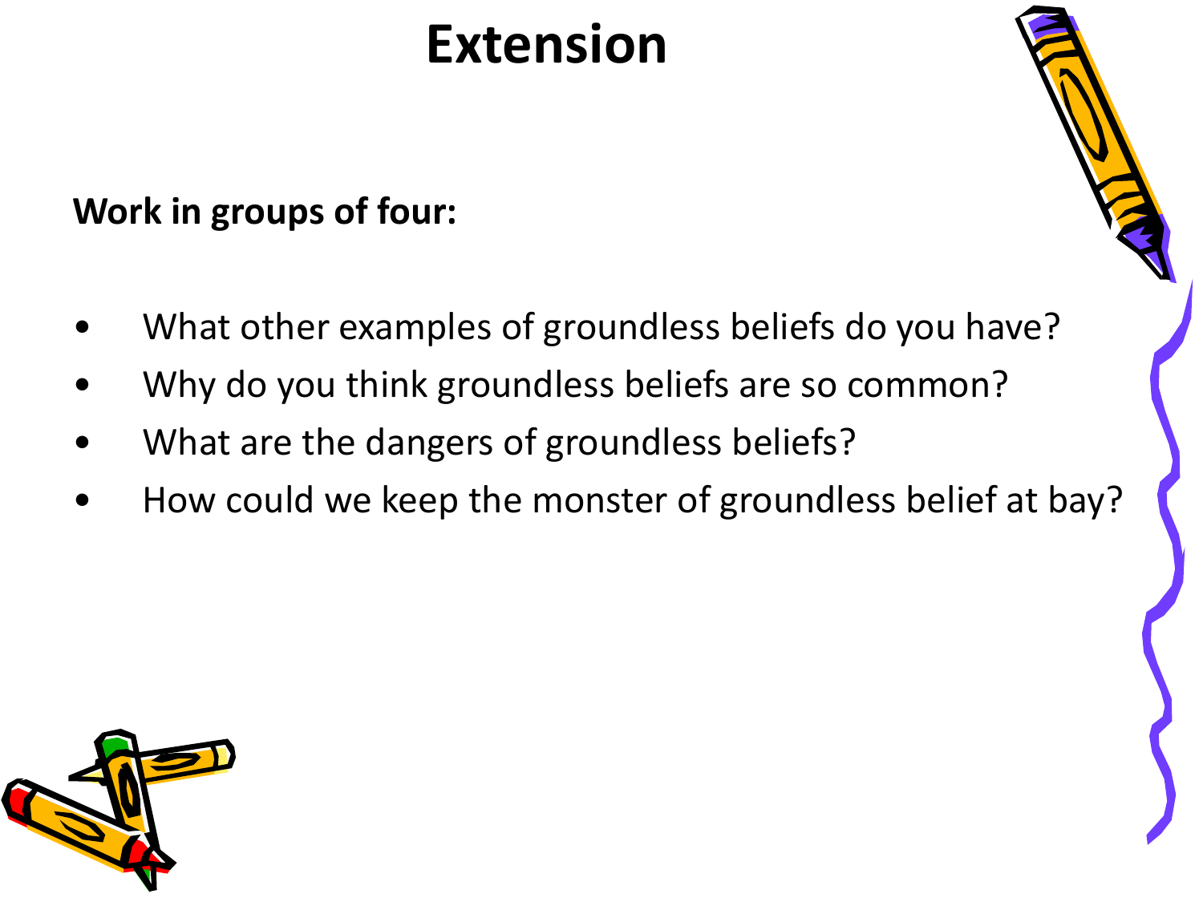# Extension

**Work in groups of four:**

- What other examples of groundless beliefs do you have?
- Why do you think groundless beliefs are so common?
- What are the dangers of groundless beliefs?
- How could we keep the monster of groundless belief at bay?